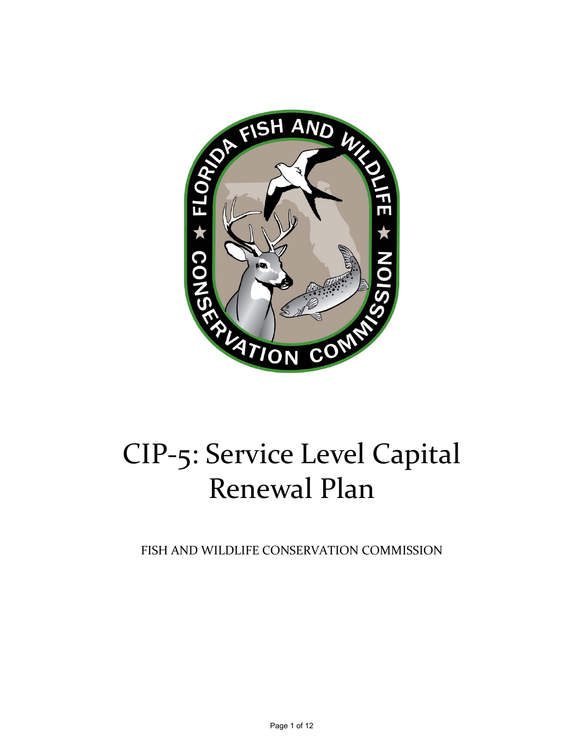# CIP-5: Service Level Capital Renewal Plan

FISH AND WILDLIFE CONSERVATION COMMISSION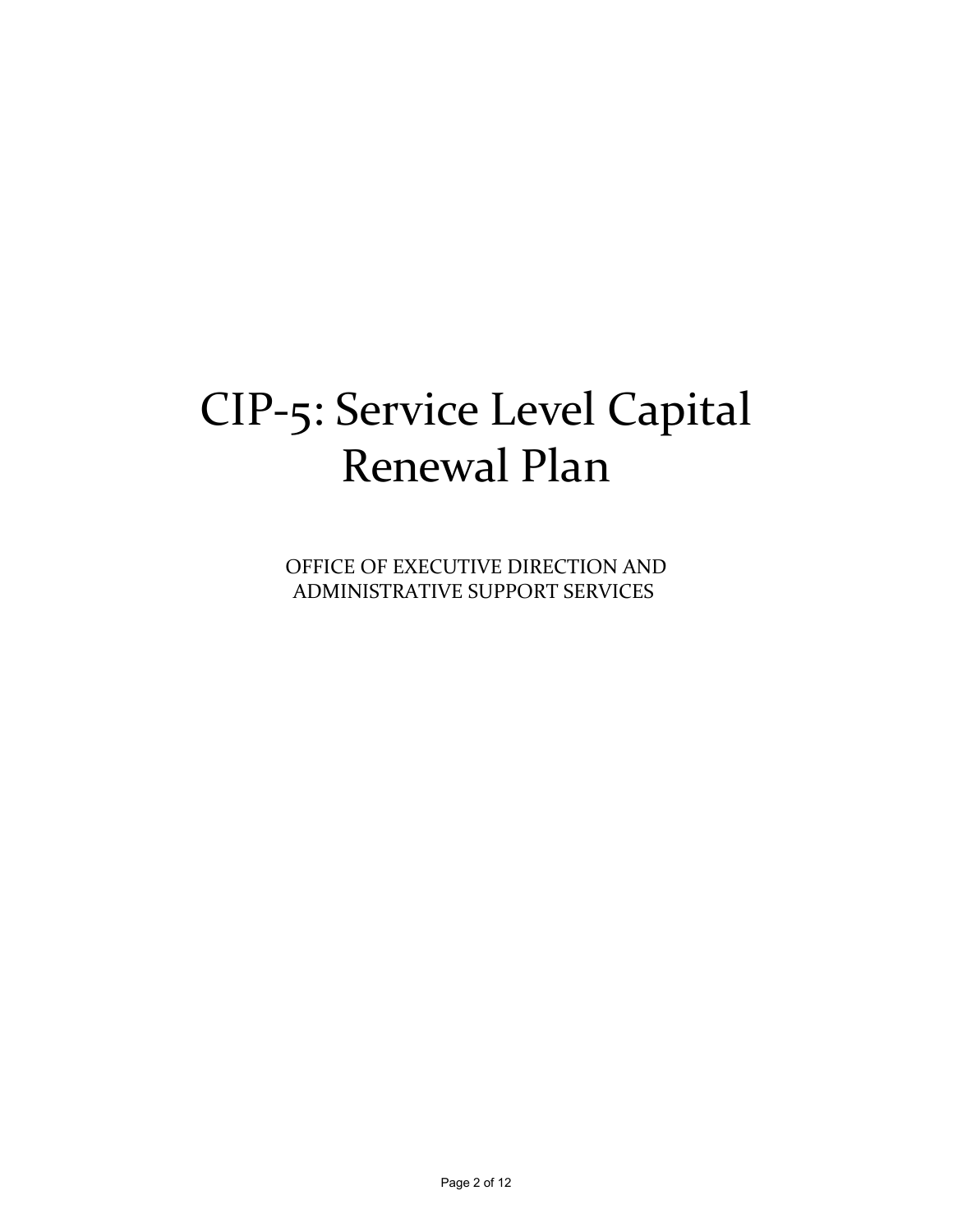# CIP-5: Service Level Capital Renewal Plan

OFFICE OF EXECUTIVE DIRECTION AND ADMINISTRATIVE SUPPORT SERVICES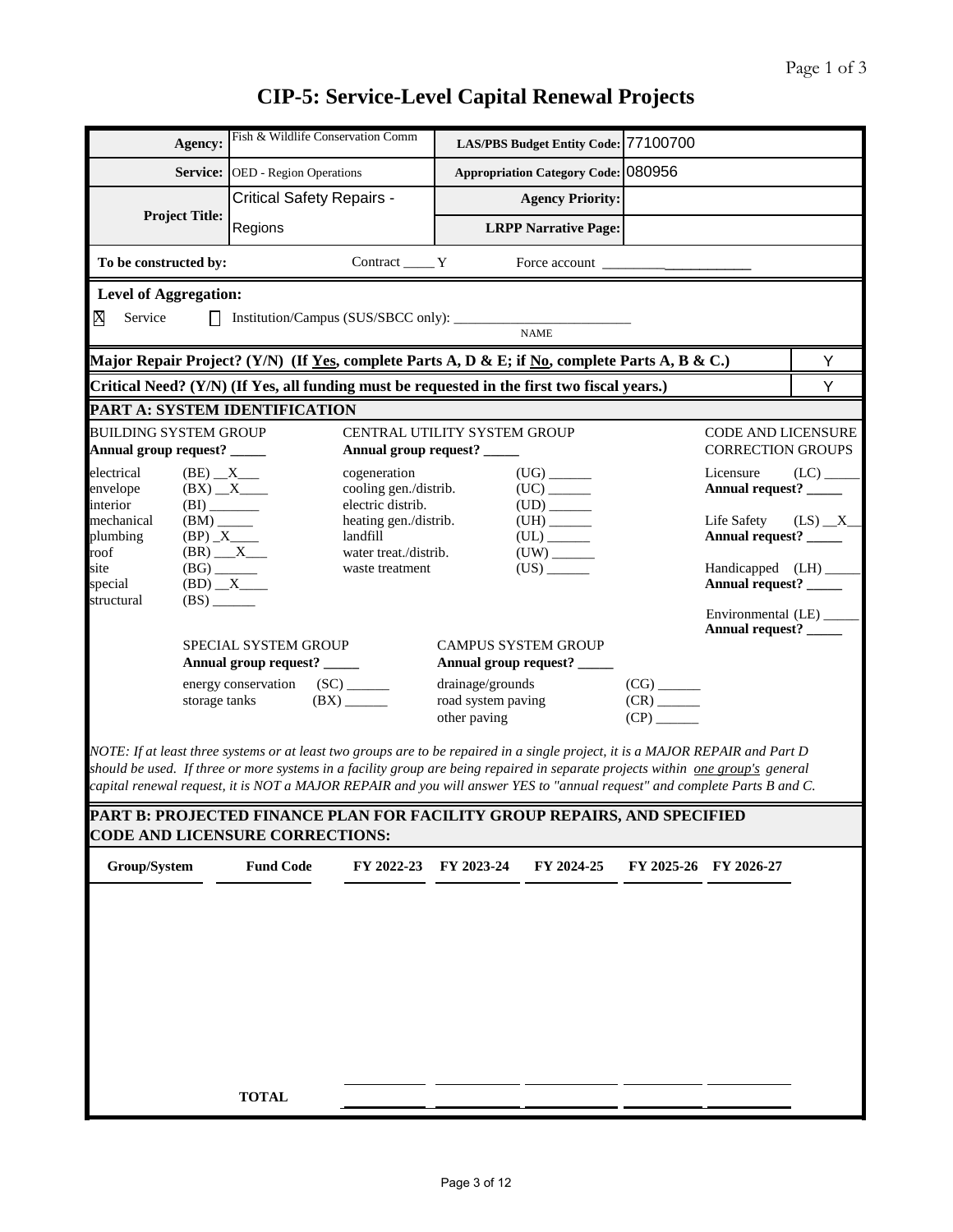# CIP-5: Service-Level Capital Renewal Projects

| | | | |
|---|---|---|---|
| **Agency:** | Fish & Wildlife Conservation Comm | **LAS/PBS Budget Entity Code:** | 77100700 |
| **Service:** | OED - Region Operations | **Appropriation Category Code:** | 080956 |
| **Project Title:** | Critical Safety Repairs - Regions | **Agency Priority:** | |
| | | **LRPP Narrative Page:** | |

**To be constructed by:** Contract ____ Y Force account ____________________

**Level of Aggregation:**

☒ Service ☐ Institution/Campus (SUS/SBCC only): _________________________ NAME

| | |
|---|---|
| **Major Repair Project? (Y/N) (If Yes, complete Parts A, D & E; if No, complete Parts A, B & C.)** | Y |
| **Critical Need? (Y/N) (If Yes, all funding must be requested in the first two fiscal years.)** | Y |

## PART A: SYSTEM IDENTIFICATION

**BUILDING SYSTEM GROUP**
**Annual group request?** _____

- electrical (BE) __X___
- envelope (BX) __X____
- interior (BI) _______
- mechanical (BM) _____
- plumbing (BP) _X____
- roof (BR) ___X___
- site (BG) ______
- special (BD) __X____
- structural (BS) ______

**CENTRAL UTILITY SYSTEM GROUP**
**Annual group request?** _____

- cogeneration (UG) ______
- cooling gen./distrib. (UC) ______
- electric distrib. (UD) ______
- heating gen./distrib. (UH) ______
- landfill (UL) ______
- water treat./distrib. (UW) ______
- waste treatment (US) ______

**CODE AND LICENSURE CORRECTION GROUPS**

- Licensure (LC) _____ **Annual request?** _____
- Life Safety (LS) __X__ **Annual request?** _____
- Handicapped (LH) _____ **Annual request?** _____
- Environmental (LE) _____ **Annual request?** _____

**SPECIAL SYSTEM GROUP**
**Annual group request?** _____

- energy conservation (SC) ______
- storage tanks (BX) ______

**CAMPUS SYSTEM GROUP**
**Annual group request?** _____

- drainage/grounds (CG) ______
- road system paving (CR) ______
- other paving (CP) ______

*NOTE: If at least three systems or at least two groups are to be repaired in a single project, it is a MAJOR REPAIR and Part D should be used. If three or more systems in a facility group are being repaired in separate projects within one group's general capital renewal request, it is NOT a MAJOR REPAIR and you will answer YES to "annual request" and complete Parts B and C.*

## PART B: PROJECTED FINANCE PLAN FOR FACILITY GROUP REPAIRS, AND SPECIFIED CODE AND LICENSURE CORRECTIONS:

| Group/System | Fund Code | FY 2022-23 | FY 2023-24 | FY 2024-25 | FY 2025-26 | FY 2026-27 |
|---|---|---|---|---|---|---|
| | | | | | | |
| | **TOTAL** | | | | | |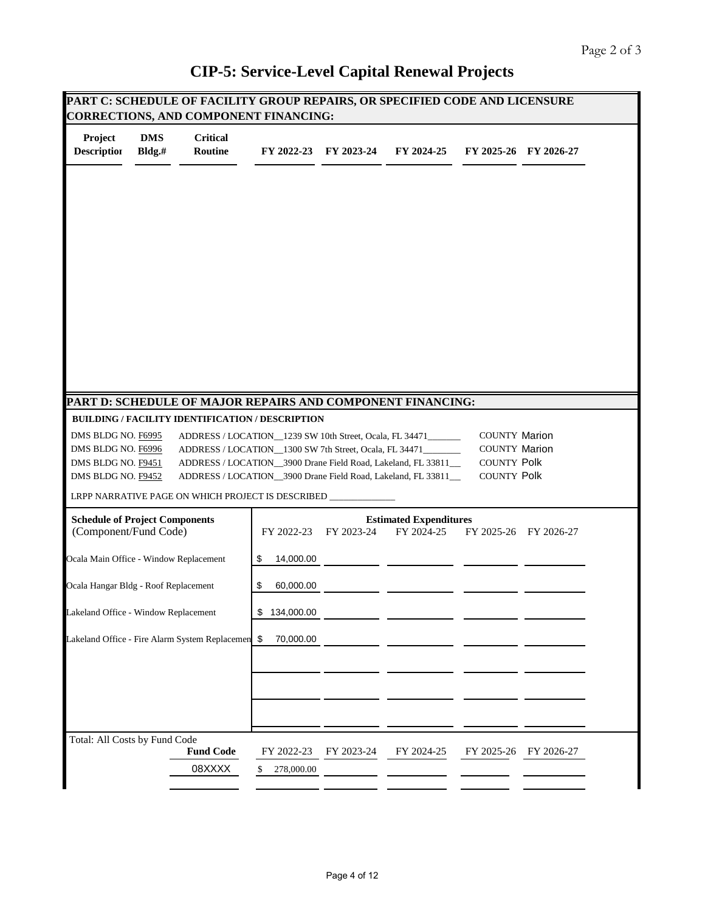# CIP-5: Service-Level Capital Renewal Projects

## PART C: SCHEDULE OF FACILITY GROUP REPAIRS, OR SPECIFIED CODE AND LICENSURE CORRECTIONS, AND COMPONENT FINANCING:

| Project Description | DMS Bldg.# | Critical Routine | FY 2022-23 | FY 2023-24 | FY 2024-25 | FY 2025-26 | FY 2026-27 |
|---|---|---|---|---|---|---|---|

## PART D: SCHEDULE OF MAJOR REPAIRS AND COMPONENT FINANCING:

**BUILDING / FACILITY IDENTIFICATION / DESCRIPTION**

DMS BLDG NO. F6995 ADDRESS / LOCATION__1239 SW 10th Street, Ocala, FL 34471_______ COUNTY Marion
DMS BLDG NO. F6996 ADDRESS / LOCATION__1300 SW 7th Street, Ocala, FL 34471________ COUNTY Marion
DMS BLDG NO. F9451 ADDRESS / LOCATION__3900 Drane Field Road, Lakeland, FL 33811__ COUNTY Polk
DMS BLDG NO. F9452 ADDRESS / LOCATION__3900 Drane Field Road, Lakeland, FL 33811__ COUNTY Polk

LRPP NARRATIVE PAGE ON WHICH PROJECT IS DESCRIBED ______________

| Schedule of Project Components (Component/Fund Code) | Estimated Expenditures FY 2022-23 | FY 2023-24 | FY 2024-25 | FY 2025-26 | FY 2026-27 |
|---|---|---|---|---|---|
| Ocala Main Office - Window Replacement | $ 14,000.00 | | | | |
| Ocala Hangar Bldg - Roof Replacement | $ 60,000.00 | | | | |
| Lakeland Office - Window Replacement | $ 134,000.00 | | | | |
| Lakeland Office - Fire Alarm System Replacemen | $ 70,000.00 | | | | |

Total: All Costs by Fund Code

| Fund Code | FY 2022-23 | FY 2023-24 | FY 2024-25 | FY 2025-26 | FY 2026-27 |
|---|---|---|---|---|---|
| 08XXXX | $ 278,000.00 | | | | |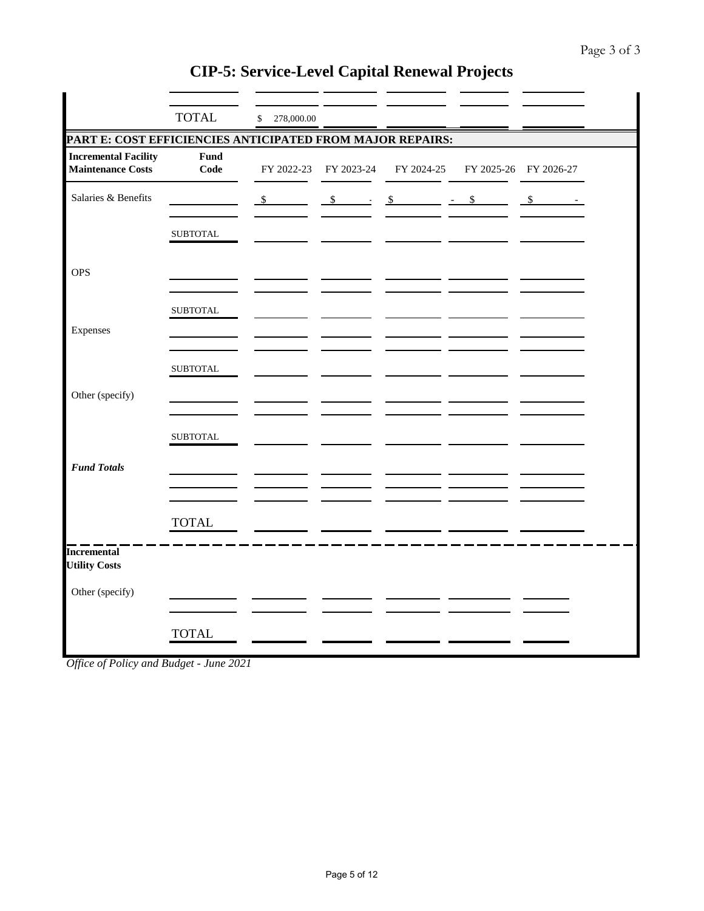# CIP-5: Service-Level Capital Renewal Projects

| | | | | | | |
|---|---|---|---|---|---|---|
| | TOTAL | $ 278,000.00 | | | | |

## PART E: COST EFFICIENCIES ANTICIPATED FROM MAJOR REPAIRS:

| **Incremental Facility Maintenance Costs** | **Fund Code** | FY 2022-23 | FY 2023-24 | FY 2024-25 | FY 2025-26 | FY 2026-27 |
|---|---|---|---|---|---|---|
| Salaries & Benefits | | $ | $ - | $ - | $ | $ - |
| | | | | | | |
| | SUBTOTAL | | | | | |
| OPS | | | | | | |
| | | | | | | |
| | SUBTOTAL | | | | | |
| Expenses | | | | | | |
| | | | | | | |
| | SUBTOTAL | | | | | |
| Other (specify) | | | | | | |
| | | | | | | |
| | SUBTOTAL | | | | | |
| ***Fund Totals*** | | | | | | |
| | | | | | | |
| | | | | | | |
| | TOTAL | | | | | |

| **Incremental Utility Costs** | | | | | | |
|---|---|---|---|---|---|---|
| Other (specify) | | | | | | |
| | | | | | | |
| | TOTAL | | | | | |

*Office of Policy and Budget - June 2021*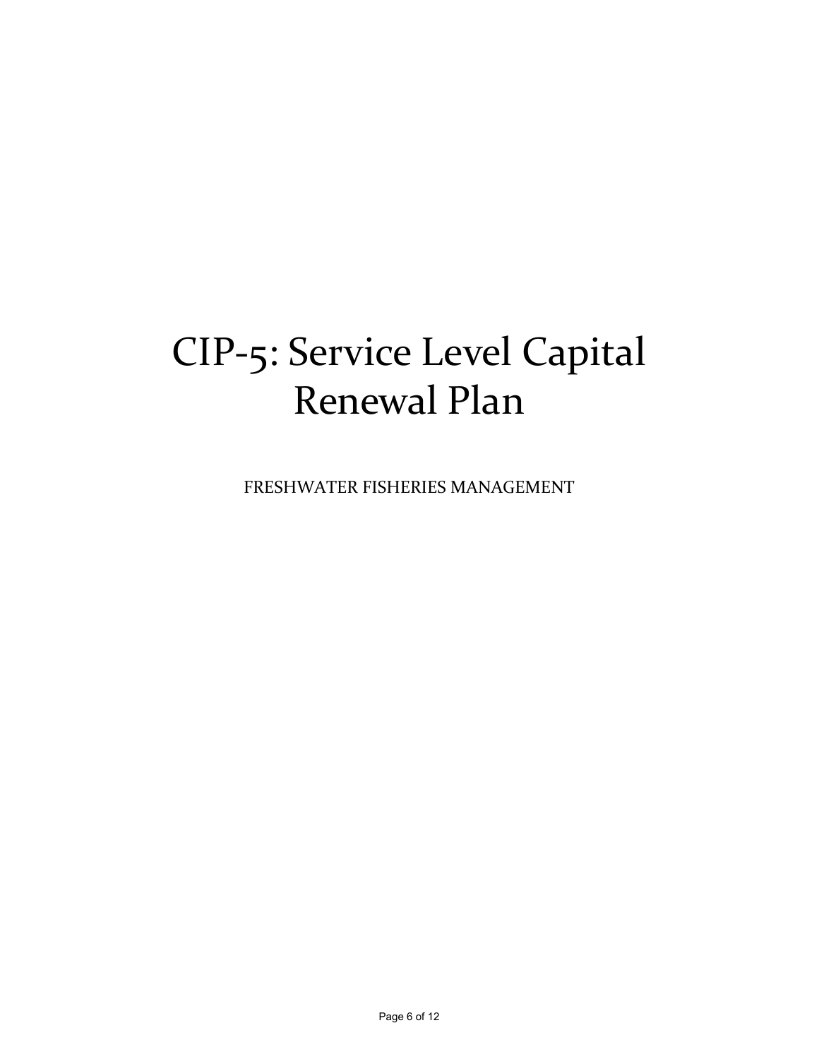# CIP-5: Service Level Capital Renewal Plan

FRESHWATER FISHERIES MANAGEMENT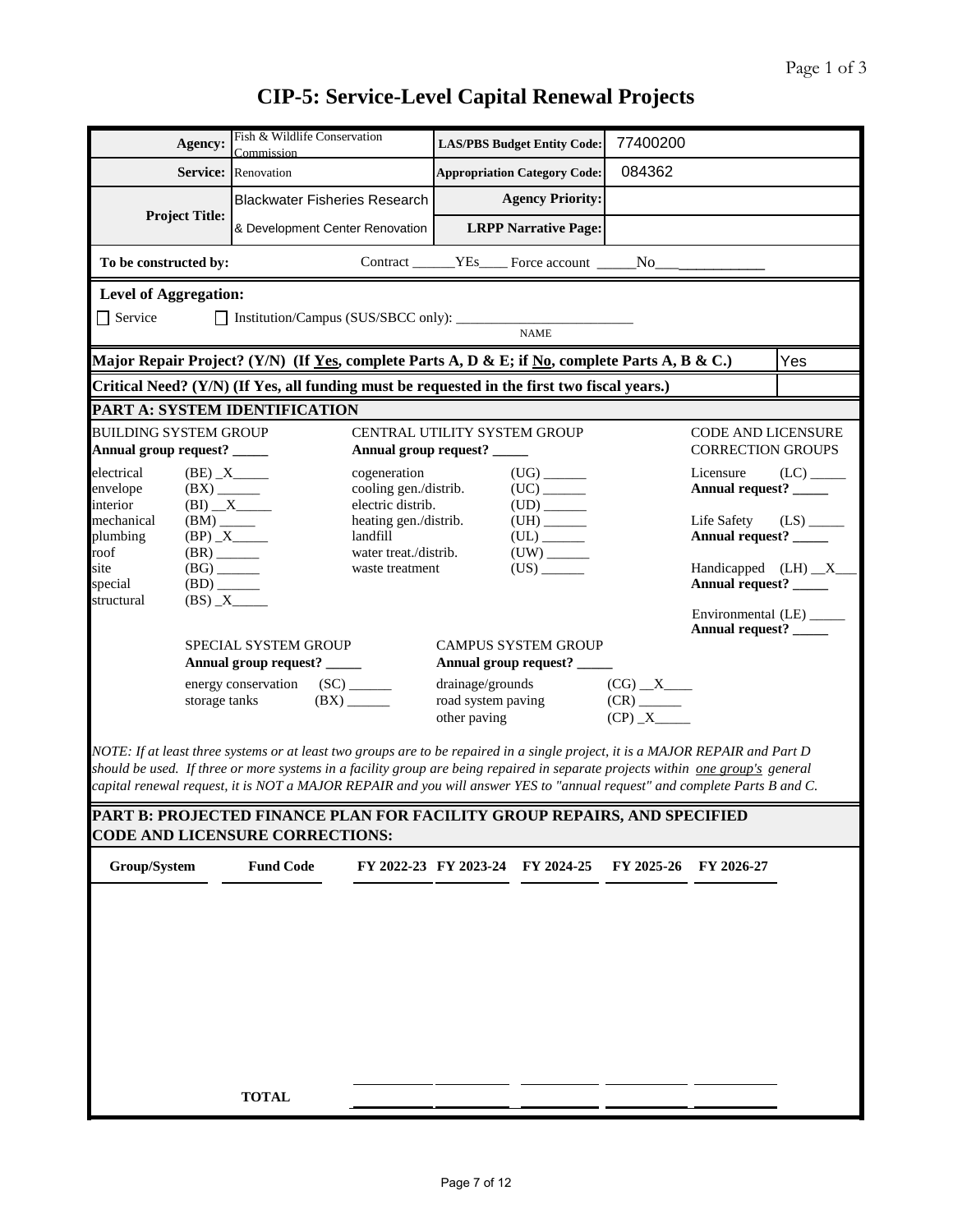# CIP-5: Service-Level Capital Renewal Projects

| | | | |
|---|---|---|---|
| **Agency:** | Fish & Wildlife Conservation Commission | **LAS/PBS Budget Entity Code:** | 77400200 |
| **Service:** | Renovation | **Appropriation Category Code:** | 084362 |
| **Project Title:** | Blackwater Fisheries Research | **Agency Priority:** | |
| | & Development Center Renovation | **LRPP Narrative Page:** | |

**To be constructed by:** Contract ______YEs____ Force account _____No___

**Level of Aggregation:**

☐ Service ☐ Institution/Campus (SUS/SBCC only): ________________________ NAME

| | |
|---|---|
| **Major Repair Project? (Y/N) (If Yes, complete Parts A, D & E; if No, complete Parts A, B & C.)** | Yes |
| **Critical Need? (Y/N) (If Yes, all funding must be requested in the first two fiscal years.)** | |

## PART A: SYSTEM IDENTIFICATION

**BUILDING SYSTEM GROUP**
**Annual group request? _____**

- electrical (BE) _X_____
- envelope (BX) ______
- interior (BI) __X_____
- mechanical (BM) _____
- plumbing (BP) _X_____
- roof (BR) ______
- site (BG) ______
- special (BD) ______
- structural (BS) _X_____

**CENTRAL UTILITY SYSTEM GROUP**
**Annual group request? _____**

- cogeneration (UG) ______
- cooling gen./distrib. (UC) ______
- electric distrib. (UD) ______
- heating gen./distrib. (UH) ______
- landfill (UL) ______
- water treat./distrib. (UW) ______
- waste treatment (US) ______

**CODE AND LICENSURE CORRECTION GROUPS**

- Licensure (LC) _____ **Annual request? _____**
- Life Safety (LS) _____ **Annual request? _____**
- Handicapped (LH) __X___ **Annual request? _____**
- Environmental (LE) _____ **Annual request? _____**

**SPECIAL SYSTEM GROUP**
**Annual group request? _____**

- energy conservation (SC) ______
- storage tanks (BX) ______

**CAMPUS SYSTEM GROUP**
**Annual group request? _____**

- drainage/grounds (CG) __X____
- road system paving (CR) ______
- other paving (CP) _X_____

*NOTE: If at least three systems or at least two groups are to be repaired in a single project, it is a MAJOR REPAIR and Part D should be used. If three or more systems in a facility group are being repaired in separate projects within one group's general capital renewal request, it is NOT a MAJOR REPAIR and you will answer YES to "annual request" and complete Parts B and C.*

## PART B: PROJECTED FINANCE PLAN FOR FACILITY GROUP REPAIRS, AND SPECIFIED CODE AND LICENSURE CORRECTIONS:

| Group/System | Fund Code | FY 2022-23 | FY 2023-24 | FY 2024-25 | FY 2025-26 | FY 2026-27 |
|---|---|---|---|---|---|---|
| | | | | | | |
| | **TOTAL** | | | | | |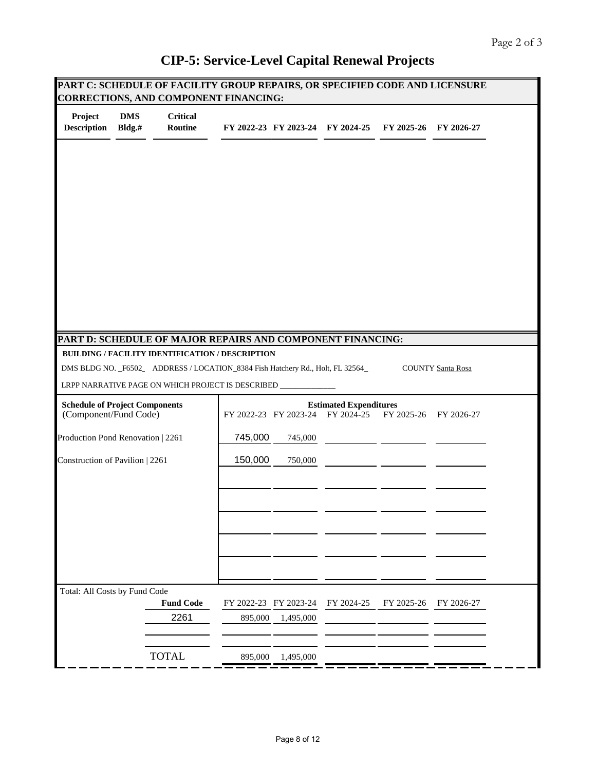# CIP-5: Service-Level Capital Renewal Projects

## PART C: SCHEDULE OF FACILITY GROUP REPAIRS, OR SPECIFIED CODE AND LICENSURE CORRECTIONS, AND COMPONENT FINANCING:

| Project Description | DMS Bldg.# | Critical Routine | FY 2022-23 | FY 2023-24 | FY 2024-25 | FY 2025-26 | FY 2026-27 |
|---|---|---|---|---|---|---|---|

## PART D: SCHEDULE OF MAJOR REPAIRS AND COMPONENT FINANCING:

**BUILDING / FACILITY IDENTIFICATION / DESCRIPTION**

DMS BLDG NO. _F6502_ ADDRESS / LOCATION_8384 Fish Hatchery Rd., Holt, FL 32564_ COUNTY Santa Rosa

LRPP NARRATIVE PAGE ON WHICH PROJECT IS DESCRIBED ______________

| Schedule of Project Components (Component/Fund Code) | FY 2022-23 | FY 2023-24 | FY 2024-25 | FY 2025-26 | FY 2026-27 |
|---|---|---|---|---|---|
| | **Estimated Expenditures** | | | | |
| Production Pond Renovation \| 2261 | 745,000 | 745,000 | | | |
| Construction of Pavilion \| 2261 | 150,000 | 750,000 | | | |

Total: All Costs by Fund Code

| Fund Code | FY 2022-23 | FY 2023-24 | FY 2024-25 | FY 2025-26 | FY 2026-27 |
|---|---|---|---|---|---|
| 2261 | 895,000 | 1,495,000 | | | |
| TOTAL | 895,000 | 1,495,000 | | | |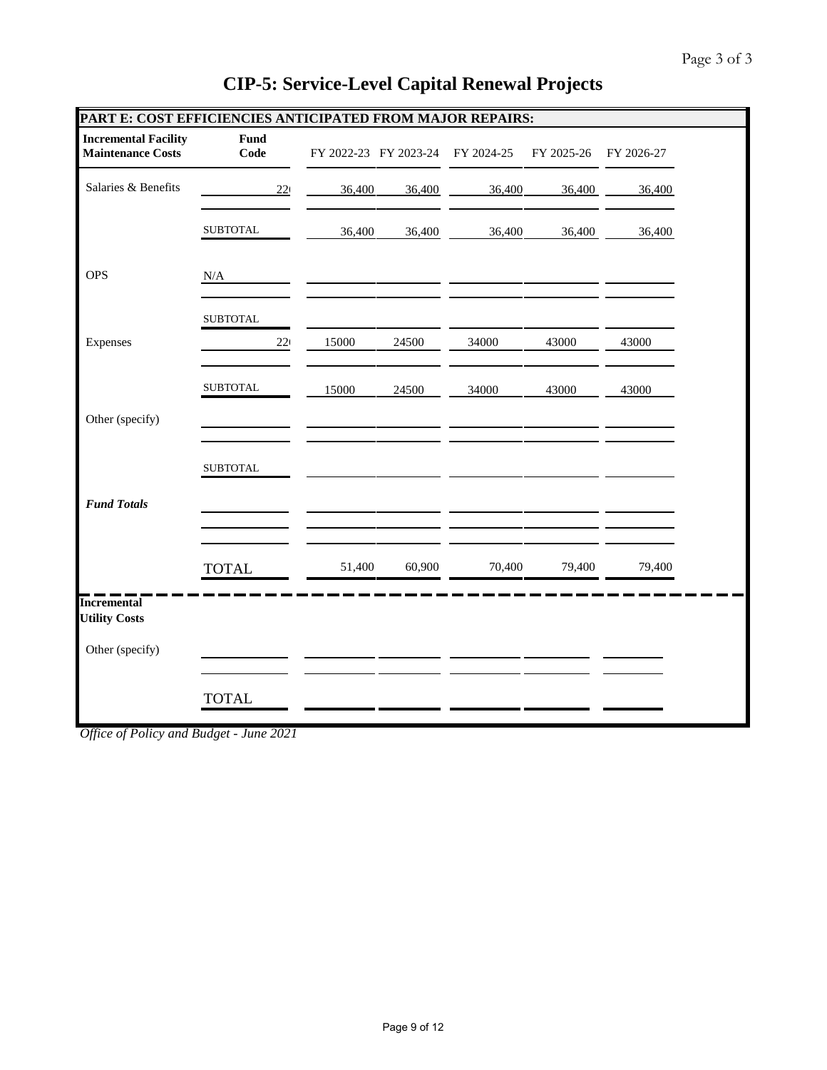# CIP-5: Service-Level Capital Renewal Projects

## PART E: COST EFFICIENCIES ANTICIPATED FROM MAJOR REPAIRS:

| Incremental Facility Maintenance Costs | Fund Code | FY 2022-23 | FY 2023-24 | FY 2024-25 | FY 2025-26 | FY 2026-27 |
|---|---|---|---|---|---|---|
| Salaries & Benefits | 22( | 36,400 | 36,400 | 36,400 | 36,400 | 36,400 |
| | | | | | | |
| | SUBTOTAL | 36,400 | 36,400 | 36,400 | 36,400 | 36,400 |
| OPS | N/A | | | | | |
| | | | | | | |
| | SUBTOTAL | | | | | |
| Expenses | 22( | 15000 | 24500 | 34000 | 43000 | 43000 |
| | | | | | | |
| | SUBTOTAL | 15000 | 24500 | 34000 | 43000 | 43000 |
| Other (specify) | | | | | | |
| | | | | | | |
| | SUBTOTAL | | | | | |
| ***Fund Totals*** | | | | | | |
| | | | | | | |
| | | | | | | |
| | TOTAL | 51,400 | 60,900 | 70,400 | 79,400 | 79,400 |

| Incremental Utility Costs | | | | | | |
|---|---|---|---|---|---|---|
| Other (specify) | | | | | | |
| | | | | | | |
| | TOTAL | | | | | |

*Office of Policy and Budget - June 2021*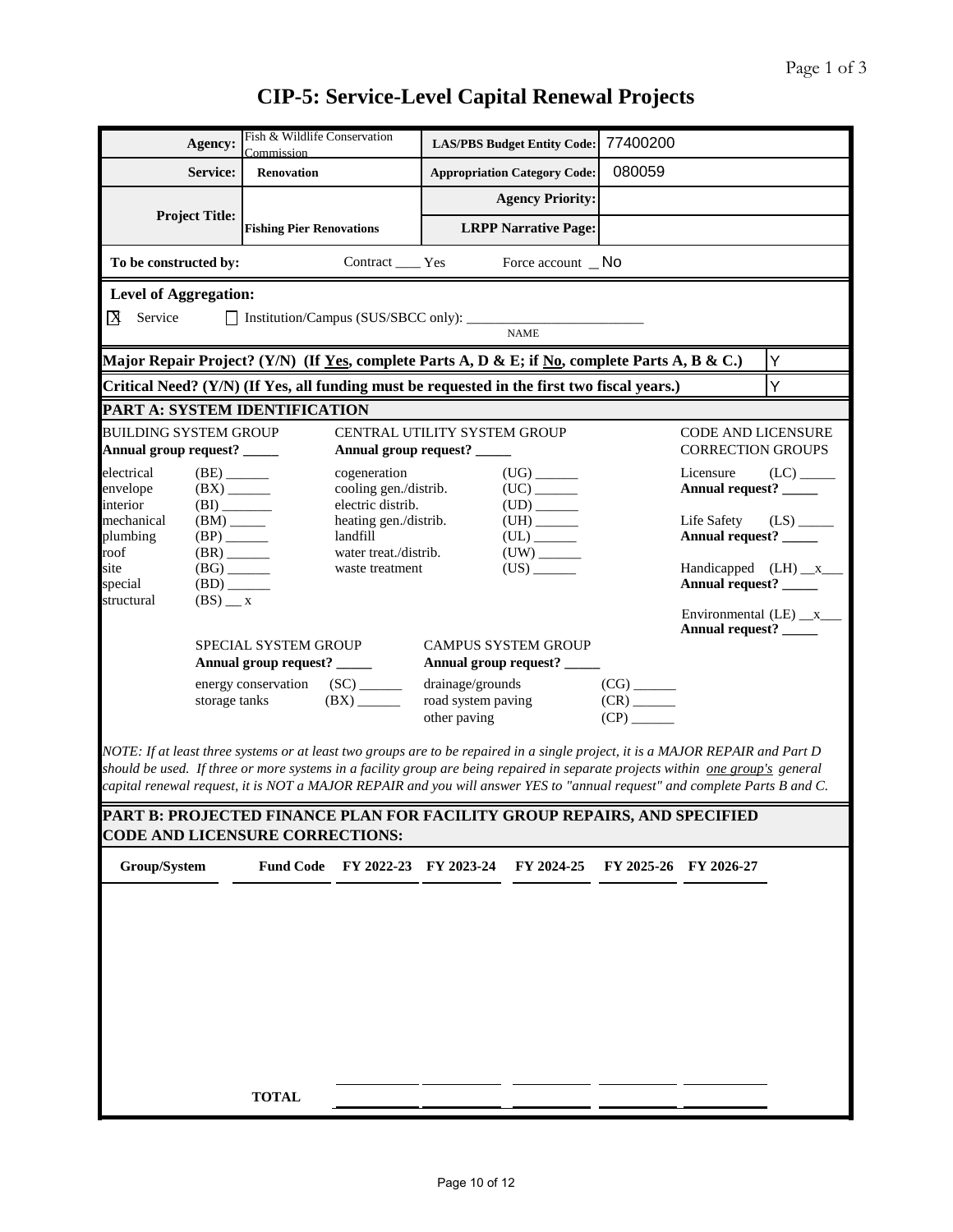# CIP-5: Service-Level Capital Renewal Projects

| | | | |
|---|---|---|---|
| **Agency:** | Fish & Wildlife Conservation Commission | **LAS/PBS Budget Entity Code:** | 77400200 |
| **Service:** | **Renovation** | **Appropriation Category Code:** | 080059 |
| **Project Title:** | **Fishing Pier Renovations** | **Agency Priority:** | |
| | | **LRPP Narrative Page:** | |

**To be constructed by:** Contract ____ Yes Force account _ No

**Level of Aggregation:**

☒ Service ☐ Institution/Campus (SUS/SBCC only): ________________________ NAME

| | |
|---|---|
| **Major Repair Project? (Y/N) (If Yes, complete Parts A, D & E; if No, complete Parts A, B & C.)** | Y |
| **Critical Need? (Y/N) (If Yes, all funding must be requested in the first two fiscal years.)** | Y |

## PART A: SYSTEM IDENTIFICATION

**BUILDING SYSTEM GROUP**
**Annual group request? _____**

- electrical (BE) ______
- envelope (BX) ______
- interior (BI) ______
- mechanical (BM) _____
- plumbing (BP) ______
- roof (BR) ______
- site (BG) ______
- special (BD) ______
- structural (BS) __ x

**CENTRAL UTILITY SYSTEM GROUP**
**Annual group request? _____**

- cogeneration (UG) ______
- cooling gen./distrib. (UC) ______
- electric distrib. (UD) ______
- heating gen./distrib. (UH) ______
- landfill (UL) ______
- water treat./distrib. (UW) ______
- waste treatment (US) ______

**CODE AND LICENSURE CORRECTION GROUPS**

- Licensure (LC) _____
  **Annual request? _____**
- Life Safety (LS) _____
  **Annual request? _____**
- Handicapped (LH) __x___
  **Annual request? _____**
- Environmental (LE) __x___
  **Annual request? _____**

**SPECIAL SYSTEM GROUP**
**Annual group request? _____**

- energy conservation (SC) ______
- storage tanks (BX) ______

**CAMPUS SYSTEM GROUP**
**Annual group request? _____**

- drainage/grounds (CG) ______
- road system paving (CR) ______
- other paving (CP) ______

*NOTE: If at least three systems or at least two groups are to be repaired in a single project, it is a MAJOR REPAIR and Part D should be used. If three or more systems in a facility group are being repaired in separate projects within one group's general capital renewal request, it is NOT a MAJOR REPAIR and you will answer YES to "annual request" and complete Parts B and C.*

## PART B: PROJECTED FINANCE PLAN FOR FACILITY GROUP REPAIRS, AND SPECIFIED CODE AND LICENSURE CORRECTIONS:

| Group/System | Fund Code | FY 2022-23 | FY 2023-24 | FY 2024-25 | FY 2025-26 | FY 2026-27 |
|---|---|---|---|---|---|---|
| | | | | | | |
| | **TOTAL** | | | | | |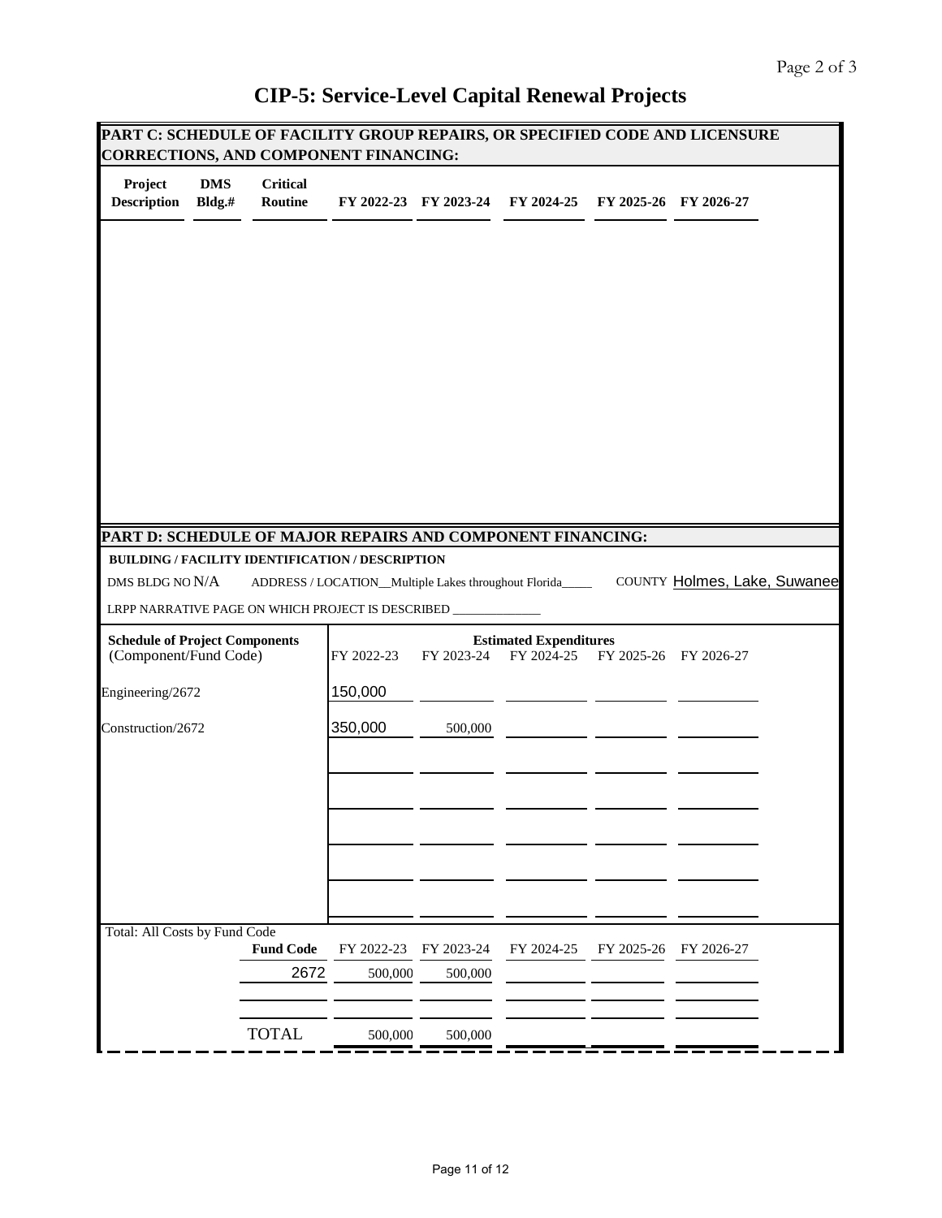# CIP-5: Service-Level Capital Renewal Projects

## PART C: SCHEDULE OF FACILITY GROUP REPAIRS, OR SPECIFIED CODE AND LICENSURE CORRECTIONS, AND COMPONENT FINANCING:

| Project Description | DMS Bldg.# | Critical Routine | FY 2022-23 | FY 2023-24 | FY 2024-25 | FY 2025-26 | FY 2026-27 |
|---|---|---|---|---|---|---|---|
| | | | | | | | |

## PART D: SCHEDULE OF MAJOR REPAIRS AND COMPONENT FINANCING:

**BUILDING / FACILITY IDENTIFICATION / DESCRIPTION**

DMS BLDG NO N/A ADDRESS / LOCATION__Multiple Lakes throughout Florida_____ COUNTY Holmes, Lake, Suwanee

LRPP NARRATIVE PAGE ON WHICH PROJECT IS DESCRIBED ______________

| Schedule of Project Components (Component/Fund Code) | FY 2022-23 | FY 2023-24 | FY 2024-25 | FY 2025-26 | FY 2026-27 |
|---|---|---|---|---|---|
| | **Estimated Expenditures** | | | | |
| Engineering/2672 | 150,000 | | | | |
| Construction/2672 | 350,000 | 500,000 | | | |

Total: All Costs by Fund Code

| Fund Code | FY 2022-23 | FY 2023-24 | FY 2024-25 | FY 2025-26 | FY 2026-27 |
|---|---|---|---|---|---|
| 2672 | 500,000 | 500,000 | | | |
| TOTAL | 500,000 | 500,000 | | | |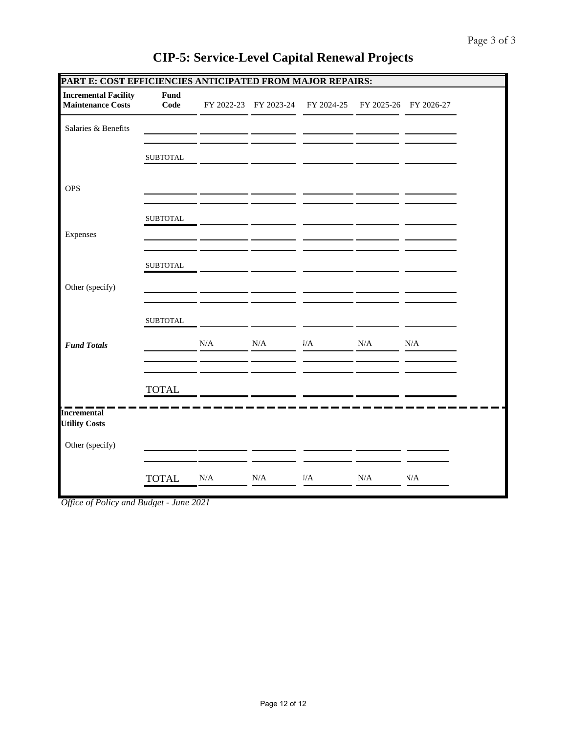# CIP-5: Service-Level Capital Renewal Projects

| PART E: COST EFFICIENCIES ANTICIPATED FROM MAJOR REPAIRS: | | | | | | |
|---|---|---|---|---|---|---|
| **Incremental Facility Maintenance Costs** | **Fund Code** | FY 2022-23 | FY 2023-24 | FY 2024-25 | FY 2025-26 | FY 2026-27 |
| Salaries & Benefits | | | | | | |
| | | | | | | |
| | SUBTOTAL | | | | | |
| OPS | | | | | | |
| | | | | | | |
| | SUBTOTAL | | | | | |
| Expenses | | | | | | |
| | | | | | | |
| | SUBTOTAL | | | | | |
| Other (specify) | | | | | | |
| | | | | | | |
| | SUBTOTAL | | | | | |
| ***Fund Totals*** | | N/A | N/A | I/A | N/A | N/A |
| | | | | | | |
| | | | | | | |
| | TOTAL | | | | | |
| **Incremental Utility Costs** | | | | | | |
| Other (specify) | | | | | | |
| | | | | | | |
| | TOTAL | N/A | N/A | I/A | N/A | N/A |

*Office of Policy and Budget - June 2021*